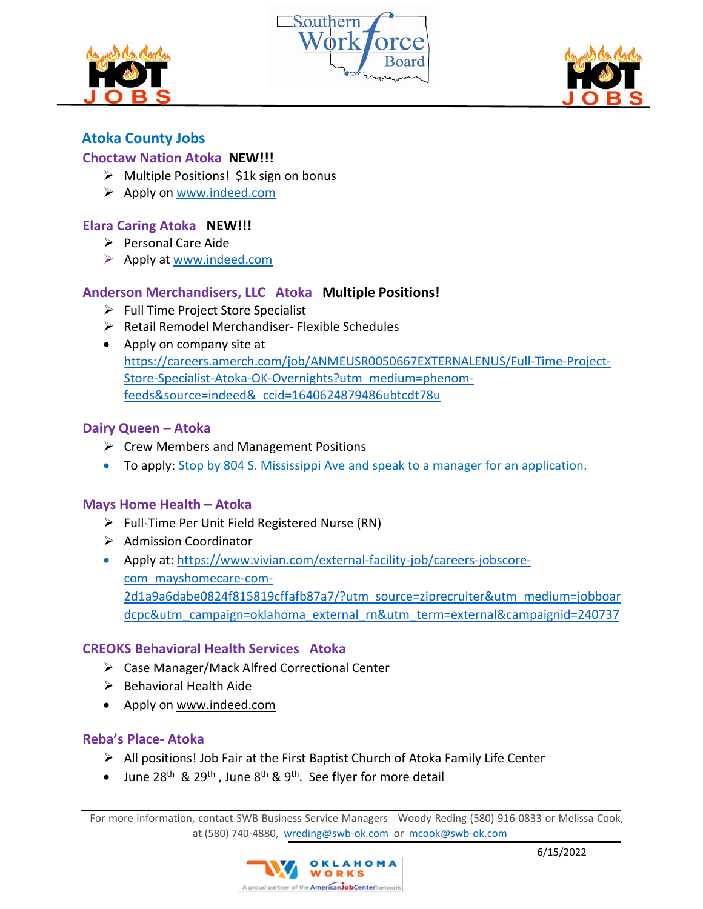## Atoka County Jobs

### Choctaw Nation Atoka **NEW!!!**

- Multiple Positions! $1k sign on bonus
- Apply on www.indeed.com

### Elara Caring Atoka **NEW!!!**

- Personal Care Aide
- Apply at www.indeed.com

### Anderson Merchandisers, LLC Atoka **Multiple Positions!**

- Full Time Project Store Specialist
- Retail Remodel Merchandiser- Flexible Schedules
- Apply on company site at https://careers.amerch.com/job/ANMEUSR0050667EXTERNALENUS/Full-Time-Project-Store-Specialist-Atoka-OK-Overnights?utm_medium=phenom-feeds&source=indeed&_ccid=1640624879486ubtcdt78u

### Dairy Queen – Atoka

- Crew Members and Management Positions
- To apply: Stop by 804 S. Mississippi Ave and speak to a manager for an application.

### Mays Home Health – Atoka

- Full-Time Per Unit Field Registered Nurse (RN)
- Admission Coordinator
- Apply at: https://www.vivian.com/external-facility-job/careers-jobscore-com_mayshomecare-com-2d1a9a6dabe0824f815819cffafb87a7/?utm_source=ziprecruiter&utm_medium=jobboardcpc&utm_campaign=oklahoma_external_rn&utm_term=external&campaignid=240737

### CREOKS Behavioral Health Services Atoka

- Case Manager/Mack Alfred Correctional Center
- Behavioral Health Aide
- Apply on www.indeed.com

### Reba's Place- Atoka

- All positions! Job Fair at the First Baptist Church of Atoka Family Life Center
- June 28th & 29th , June 8th & 9th. See flyer for more detail

For more information, contact SWB Business Service Managers Woody Reding (580) 916-0833 or Melissa Cook, at (580) 740-4880, wreding@swb-ok.com or mcook@swb-ok.com

6/15/2022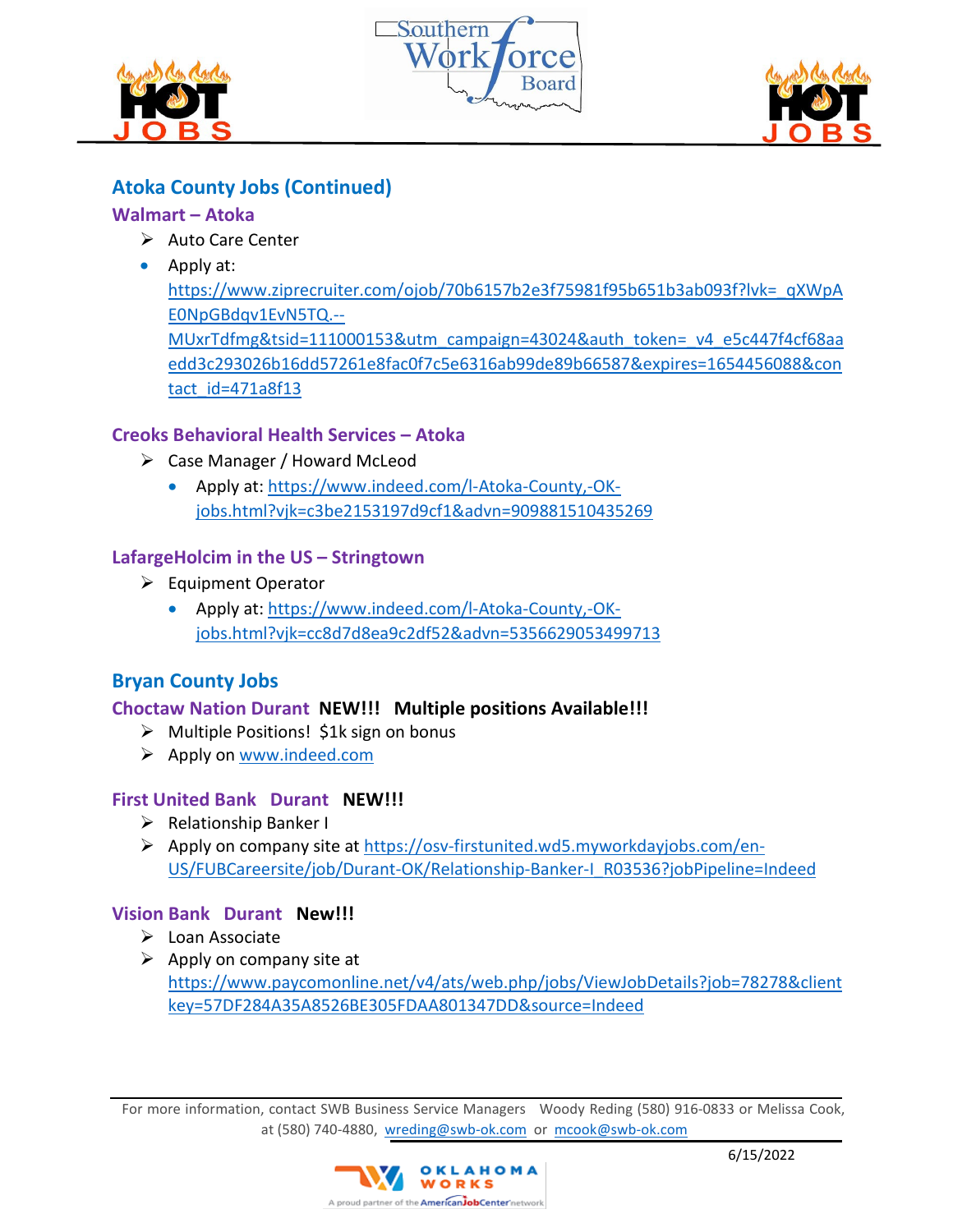## Atoka County Jobs (Continued)

### Walmart – Atoka

- Auto Care Center
  - Apply at: https://www.ziprecruiter.com/ojob/70b6157b2e3f75981f95b651b3ab093f?lvk=_qXWpAE0NpGBdqv1EvN5TQ.--MUxrTdfmg&tsid=111000153&utm_campaign=43024&auth_token=_v4_e5c447f4cf68aaedd3c293026b16dd57261e8fac0f7c5e6316ab99de89b66587&expires=1654456088&contact_id=471a8f13

### Creoks Behavioral Health Services – Atoka

- Case Manager / Howard McLeod
  - Apply at: https://www.indeed.com/l-Atoka-County,-OK-jobs.html?vjk=c3be2153197d9cf1&advn=909881510435269

### LafargeHolcim in the US – Stringtown

- Equipment Operator
  - Apply at: https://www.indeed.com/l-Atoka-County,-OK-jobs.html?vjk=cc8d7d8ea9c2df52&advn=5356629053499713

## Bryan County Jobs

### Choctaw Nation Durant **NEW!!! Multiple positions Available!!!**

- Multiple Positions! $1k sign on bonus
- Apply on www.indeed.com

### First United Bank Durant **NEW!!!**

- Relationship Banker I
- Apply on company site at https://osv-firstunited.wd5.myworkdayjobs.com/en-US/FUBCareersite/job/Durant-OK/Relationship-Banker-I_R03536?jobPipeline=Indeed

### Vision Bank Durant **New!!!**

- Loan Associate
- Apply on company site at https://www.paycomonline.net/v4/ats/web.php/jobs/ViewJobDetails?job=78278&clientkey=57DF284A35A8526BE305FDAA801347DD&source=Indeed

For more information, contact SWB Business Service Managers Woody Reding (580) 916-0833 or Melissa Cook, at (580) 740-4880, wreding@swb-ok.com or mcook@swb-ok.com

6/15/2022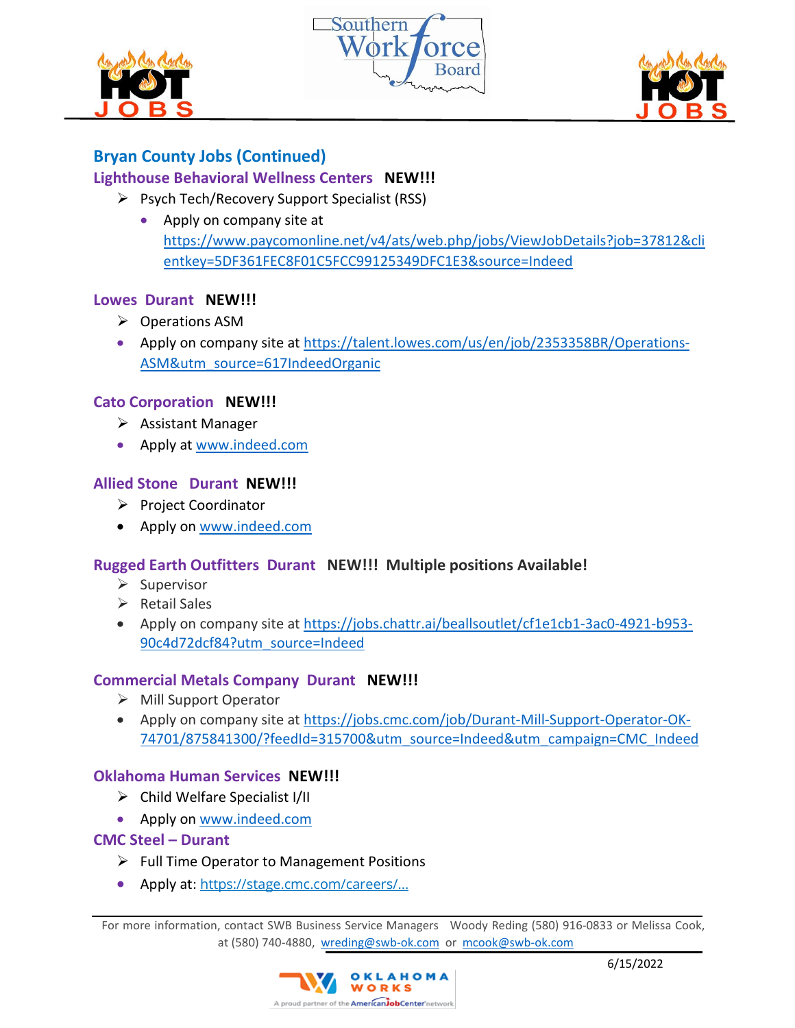## Bryan County Jobs (Continued)

### Lighthouse Behavioral Wellness Centers **NEW!!!**

- Psych Tech/Recovery Support Specialist (RSS)
  - Apply on company site at https://www.paycomonline.net/v4/ats/web.php/jobs/ViewJobDetails?job=37812&clientkey=5DF361FEC8F01C5FCC99125349DFC1E3&source=Indeed

### Lowes Durant **NEW!!!**

- Operations ASM
- Apply on company site at https://talent.lowes.com/us/en/job/2353358BR/Operations-ASM&utm_source=617IndeedOrganic

### Cato Corporation **NEW!!!**

- Assistant Manager
- Apply at www.indeed.com

### Allied Stone Durant **NEW!!!**

- Project Coordinator
- Apply on www.indeed.com

### Rugged Earth Outfitters Durant **NEW!!! Multiple positions Available!**

- Supervisor
- Retail Sales
- Apply on company site at https://jobs.chattr.ai/beallsoutlet/cf1e1cb1-3ac0-4921-b953-90c4d72dcf84?utm_source=Indeed

### Commercial Metals Company Durant **NEW!!!**

- Mill Support Operator
- Apply on company site at https://jobs.cmc.com/job/Durant-Mill-Support-Operator-OK-74701/875841300/?feedId=315700&utm_source=Indeed&utm_campaign=CMC_Indeed

### Oklahoma Human Services **NEW!!!**

- Child Welfare Specialist I/II
- Apply on www.indeed.com

### CMC Steel – Durant

- Full Time Operator to Management Positions
- Apply at: https://stage.cmc.com/careers/...

For more information, contact SWB Business Service Managers Woody Reding (580) 916-0833 or Melissa Cook, at (580) 740-4880, wreding@swb-ok.com or mcook@swb-ok.com

6/15/2022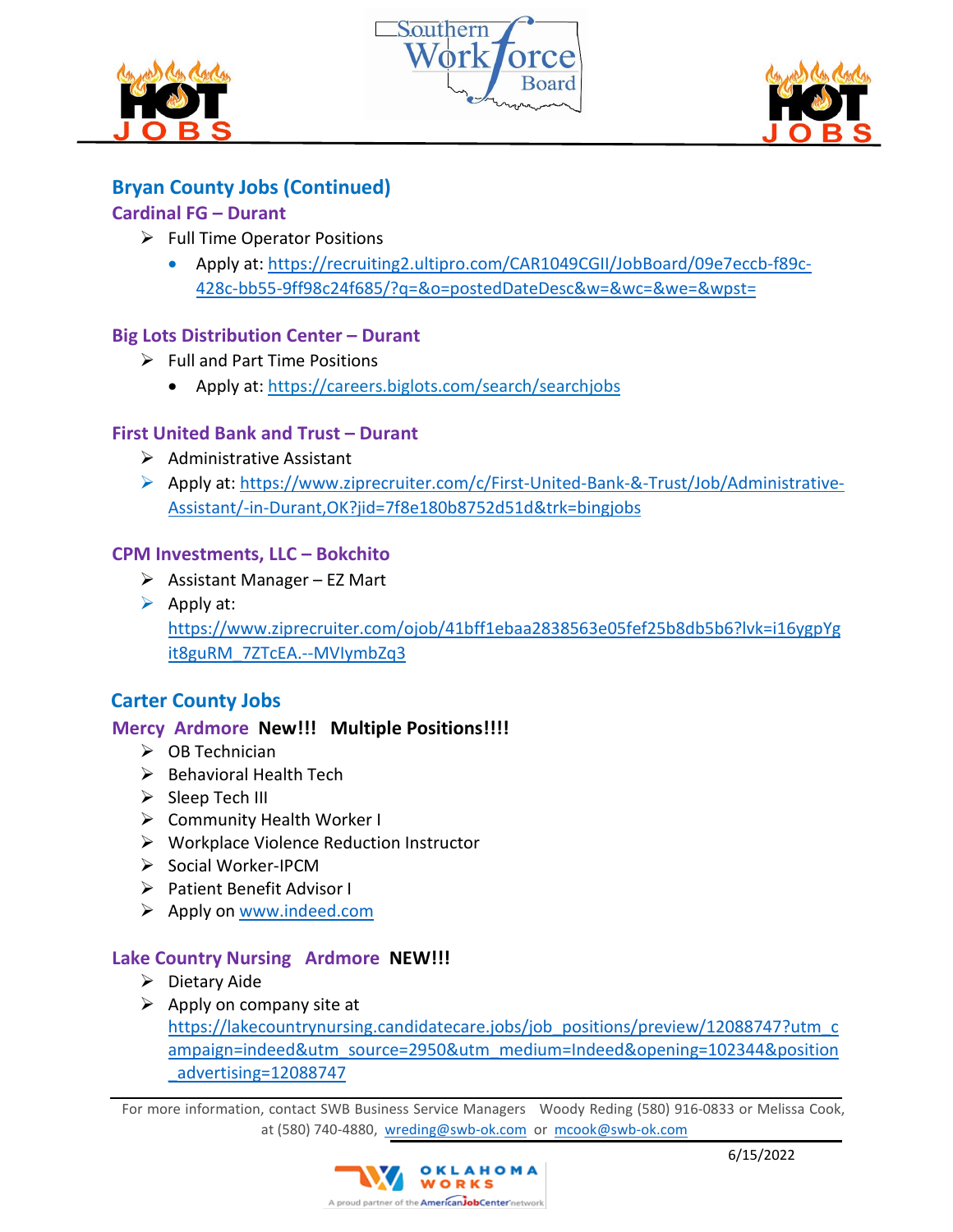## Bryan County Jobs (Continued)

### Cardinal FG – Durant

- Full Time Operator Positions
  - Apply at: https://recruiting2.ultipro.com/CAR1049CGII/JobBoard/09e7eccb-f89c-428c-bb55-9ff98c24f685/?q=&o=postedDateDesc&w=&wc=&we=&wpst=

### Big Lots Distribution Center – Durant

- Full and Part Time Positions
  - Apply at: https://careers.biglots.com/search/searchjobs

### First United Bank and Trust – Durant

- Administrative Assistant
- Apply at: https://www.ziprecruiter.com/c/First-United-Bank-&-Trust/Job/Administrative-Assistant/-in-Durant,OK?jid=7f8e180b8752d51d&trk=bingjobs

### CPM Investments, LLC – Bokchito

- Assistant Manager – EZ Mart
- Apply at: https://www.ziprecruiter.com/ojob/41bff1ebaa2838563e05fef25b8db5b6?lvk=i16ygpYgit8guRM_7ZTcEA.--MVIymbZq3

## Carter County Jobs

### Mercy Ardmore **New!!! Multiple Positions!!!!**

- OB Technician
- Behavioral Health Tech
- Sleep Tech III
- Community Health Worker I
- Workplace Violence Reduction Instructor
- Social Worker-IPCM
- Patient Benefit Advisor I
- Apply on www.indeed.com

### Lake Country Nursing Ardmore **NEW!!!**

- Dietary Aide
- Apply on company site at https://lakecountrynursing.candidatecare.jobs/job_positions/preview/12088747?utm_campaign=indeed&utm_source=2950&utm_medium=Indeed&opening=102344&position_advertising=12088747

For more information, contact SWB Business Service Managers Woody Reding (580) 916-0833 or Melissa Cook, at (580) 740-4880, wreding@swb-ok.com or mcook@swb-ok.com

6/15/2022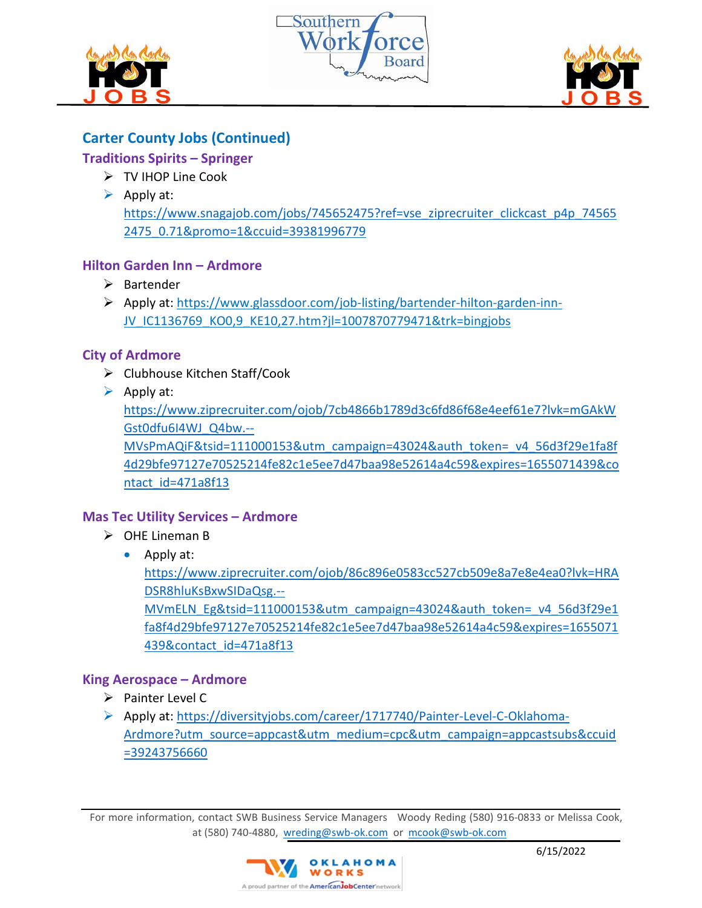## Carter County Jobs (Continued)

### Traditions Spirits – Springer

- TV IHOP Line Cook
- Apply at: https://www.snagajob.com/jobs/745652475?ref=vse_ziprecruiter_clickcast_p4p_745652475_0.71&promo=1&ccuid=39381996779

### Hilton Garden Inn – Ardmore

- Bartender
- Apply at: https://www.glassdoor.com/job-listing/bartender-hilton-garden-inn-JV_IC1136769_KO0,9_KE10,27.htm?jl=1007870779471&trk=bingjobs

### City of Ardmore

- Clubhouse Kitchen Staff/Cook
- Apply at: https://www.ziprecruiter.com/ojob/7cb4866b1789d3c6fd86f68e4eef61e7?lvk=mGAkWGst0dfu6l4WJ_Q4bw.--MVsPmAQiF&tsid=111000153&utm_campaign=43024&auth_token=_v4_56d3f29e1fa8f4d29bfe97127e70525214fe82c1e5ee7d47baa98e52614a4c59&expires=1655071439&contact_id=471a8f13

### Mas Tec Utility Services – Ardmore

- OHE Lineman B
  - Apply at: https://www.ziprecruiter.com/ojob/86c896e0583cc527cb509e8a7e8e4ea0?lvk=HRADSR8hluKsBxwSIDaQsg.--MVmELN_Eg&tsid=111000153&utm_campaign=43024&auth_token=_v4_56d3f29e1fa8f4d29bfe97127e70525214fe82c1e5ee7d47baa98e52614a4c59&expires=1655071439&contact_id=471a8f13

### King Aerospace – Ardmore

- Painter Level C
- Apply at: https://diversityjobs.com/career/1717740/Painter-Level-C-Oklahoma-Ardmore?utm_source=appcast&utm_medium=cpc&utm_campaign=appcastsubs&ccuid=39243756660

For more information, contact SWB Business Service Managers Woody Reding (580) 916-0833 or Melissa Cook, at (580) 740-4880, wreding@swb-ok.com or mcook@swb-ok.com

6/15/2022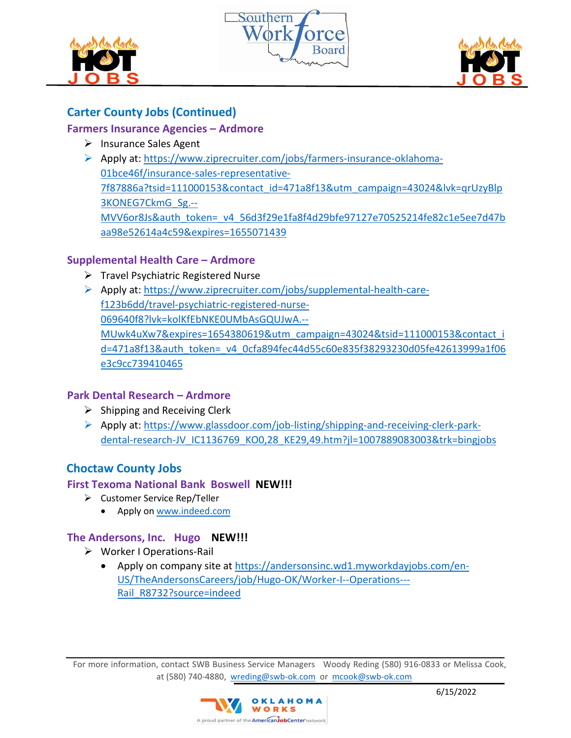## Carter County Jobs (Continued)

### Farmers Insurance Agencies – Ardmore

- Insurance Sales Agent
- Apply at: https://www.ziprecruiter.com/jobs/farmers-insurance-oklahoma-01bce46f/insurance-sales-representative-7f87886a?tsid=111000153&contact_id=471a8f13&utm_campaign=43024&lvk=qrUzyBlp3KONEG7CkmG_Sg.--MVV6or8Js&auth_token=_v4_56d3f29e1fa8f4d29bfe97127e70525214fe82c1e5ee7d47baa98e52614a4c59&expires=1655071439

### Supplemental Health Care – Ardmore

- Travel Psychiatric Registered Nurse
- Apply at: https://www.ziprecruiter.com/jobs/supplemental-health-care-f123b6dd/travel-psychiatric-registered-nurse-069640f8?lvk=kolKfEbNKE0UMbAsGQUJwA.--MUwk4uXw7&expires=1654380619&utm_campaign=43024&tsid=111000153&contact_id=471a8f13&auth_token=_v4_0cfa894fec44d55c60e835f38293230d05fe42613999a1f06e3c9cc739410465

### Park Dental Research – Ardmore

- Shipping and Receiving Clerk
- Apply at: https://www.glassdoor.com/job-listing/shipping-and-receiving-clerk-park-dental-research-JV_IC1136769_KO0,28_KE29,49.htm?jl=1007889083003&trk=bingjobs

## Choctaw County Jobs

### First Texoma National Bank Boswell **NEW!!!**

- Customer Service Rep/Teller
  - Apply on www.indeed.com

### The Andersons, Inc. Hugo **NEW!!!**

- Worker I Operations-Rail
  - Apply on company site at https://andersonsinc.wd1.myworkdayjobs.com/en-US/TheAndersonsCareers/job/Hugo-OK/Worker-I--Operations---Rail_R8732?source=indeed

For more information, contact SWB Business Service Managers Woody Reding (580) 916-0833 or Melissa Cook, at (580) 740-4880, wreding@swb-ok.com or mcook@swb-ok.com

6/15/2022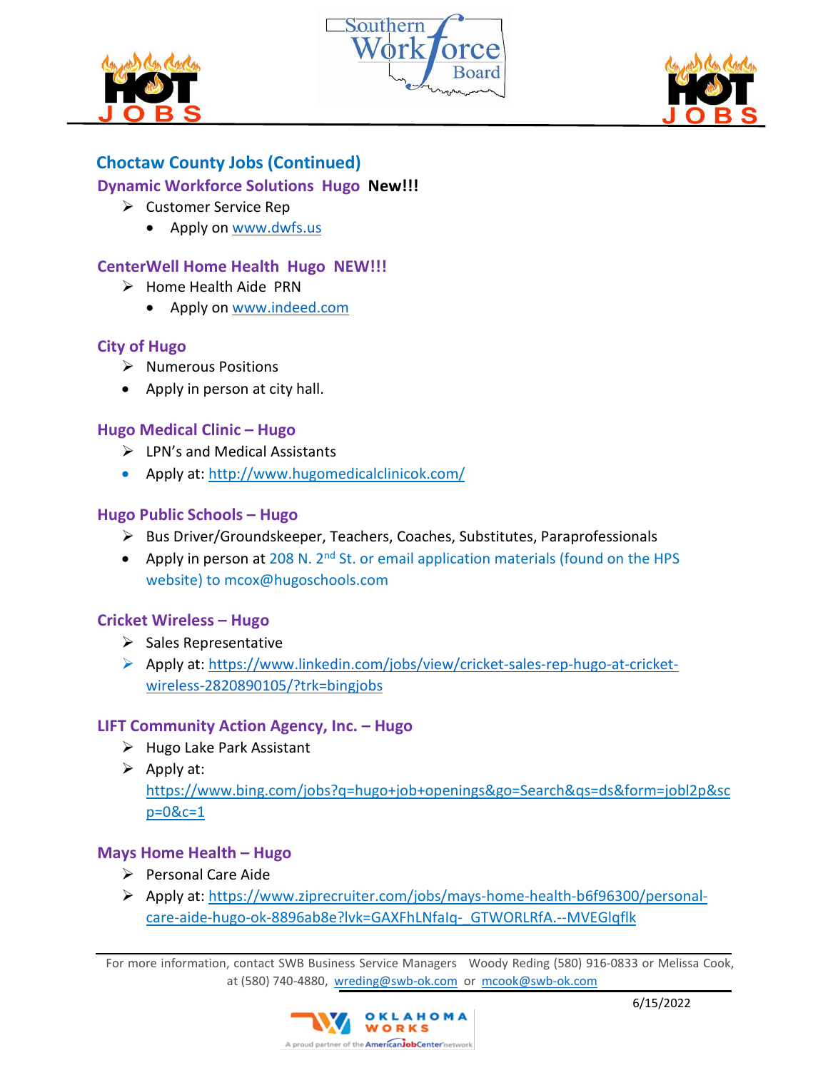## Choctaw County Jobs (Continued)

### Dynamic Workforce Solutions Hugo **New!!!**

- Customer Service Rep
  - Apply on www.dwfs.us

### CenterWell Home Health Hugo NEW!!!

- Home Health Aide PRN
  - Apply on www.indeed.com

### City of Hugo

- Numerous Positions
- Apply in person at city hall.

### Hugo Medical Clinic – Hugo

- LPN's and Medical Assistants
- Apply at: http://www.hugomedicalclinicok.com/

### Hugo Public Schools – Hugo

- Bus Driver/Groundskeeper, Teachers, Coaches, Substitutes, Paraprofessionals
- Apply in person at 208 N. 2nd St. or email application materials (found on the HPS website) to mcox@hugoschools.com

### Cricket Wireless – Hugo

- Sales Representative
- Apply at: https://www.linkedin.com/jobs/view/cricket-sales-rep-hugo-at-cricket-wireless-2820890105/?trk=bingjobs

### LIFT Community Action Agency, Inc. – Hugo

- Hugo Lake Park Assistant
- Apply at: https://www.bing.com/jobs?q=hugo+job+openings&go=Search&qs=ds&form=jobl2p&scp=0&c=1

### Mays Home Health – Hugo

- Personal Care Aide
- Apply at: https://www.ziprecruiter.com/jobs/mays-home-health-b6f96300/personal-care-aide-hugo-ok-8896ab8e?lvk=GAXFhLNfaIq-_GTWORLRfA.--MVEGlqflk

For more information, contact SWB Business Service Managers Woody Reding (580) 916-0833 or Melissa Cook, at (580) 740-4880, wreding@swb-ok.com or mcook@swb-ok.com

6/15/2022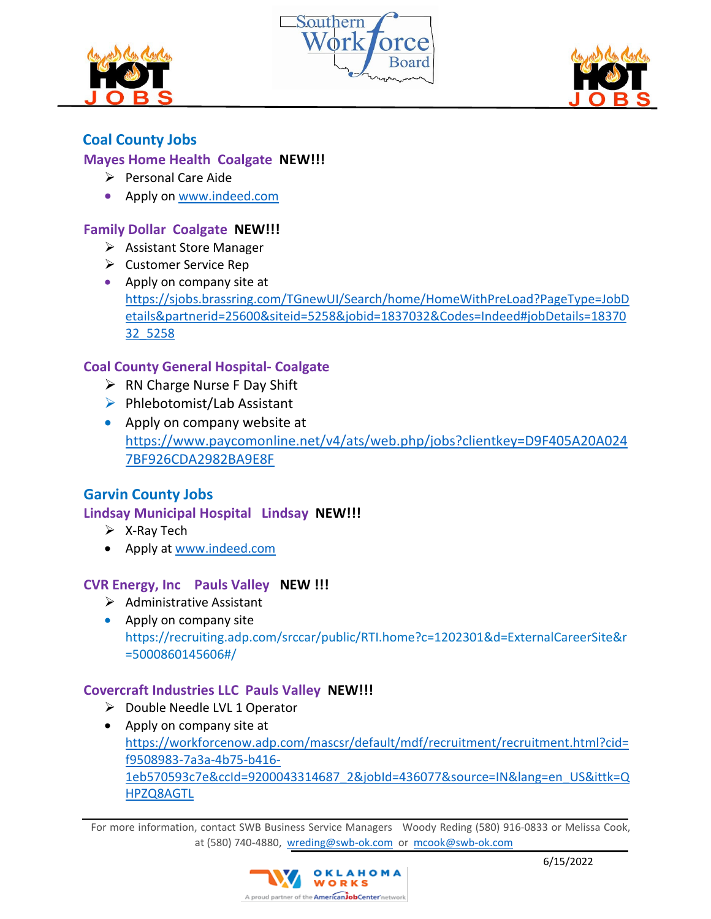## Coal County Jobs

### Mayes Home Health Coalgate **NEW!!!**

- Personal Care Aide
- Apply on www.indeed.com

### Family Dollar Coalgate **NEW!!!**

- Assistant Store Manager
- Customer Service Rep
- Apply on company site at https://sjobs.brassring.com/TGnewUI/Search/home/HomeWithPreLoad?PageType=JobDetails&partnerid=25600&siteid=5258&jobid=1837032&Codes=Indeed#jobDetails=1837032_5258

### Coal County General Hospital- Coalgate

- RN Charge Nurse F Day Shift
- Phlebotomist/Lab Assistant
- Apply on company website at https://www.paycomonline.net/v4/ats/web.php/jobs?clientkey=D9F405A20A0247BF926CDA2982BA9E8F

## Garvin County Jobs

### Lindsay Municipal Hospital Lindsay **NEW!!!**

- X-Ray Tech
- Apply at www.indeed.com

### CVR Energy, Inc Pauls Valley **NEW !!!**

- Administrative Assistant
- Apply on company site https://recruiting.adp.com/srccar/public/RTI.home?c=1202301&d=ExternalCareerSite&r=5000860145606#/

### Covercraft Industries LLC Pauls Valley **NEW!!!**

- Double Needle LVL 1 Operator
- Apply on company site at https://workforcenow.adp.com/mascsr/default/mdf/recruitment/recruitment.html?cid=f9508983-7a3a-4b75-b416-1eb570593c7e&ccId=9200043314687_2&jobId=436077&source=IN&lang=en_US&ittk=QHPZQ8AGTL

For more information, contact SWB Business Service Managers Woody Reding (580) 916-0833 or Melissa Cook, at (580) 740-4880, wreding@swb-ok.com or mcook@swb-ok.com

6/15/2022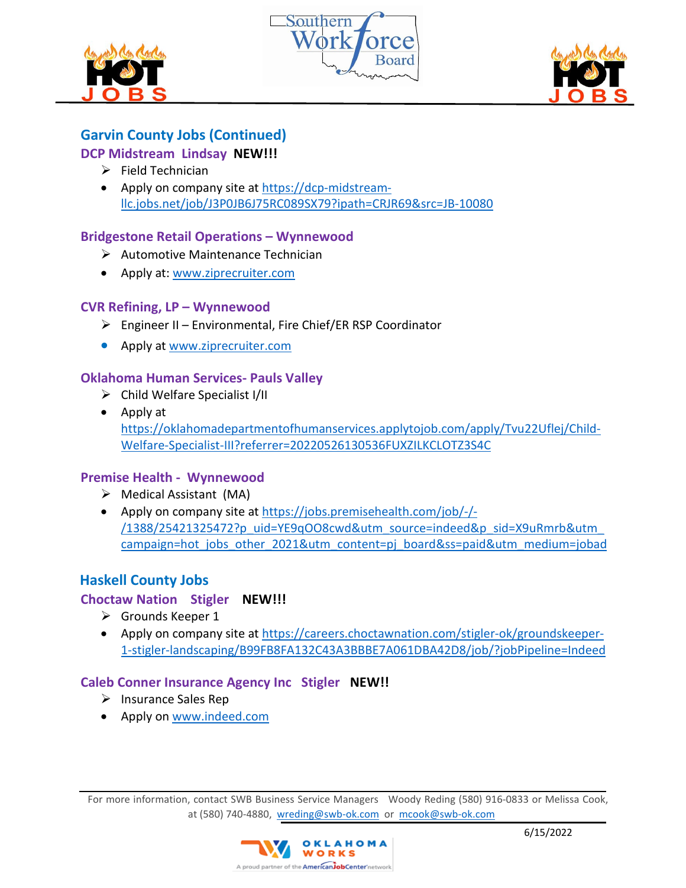## Garvin County Jobs (Continued)

### DCP Midstream Lindsay **NEW!!!**

- Field Technician
- Apply on company site at https://dcp-midstream-llc.jobs.net/job/J3P0JB6J75RC089SX79?ipath=CRJR69&src=JB-10080

### Bridgestone Retail Operations – Wynnewood

- Automotive Maintenance Technician
- Apply at: www.ziprecruiter.com

### CVR Refining, LP – Wynnewood

- Engineer II – Environmental, Fire Chief/ER RSP Coordinator
- Apply at www.ziprecruiter.com

### Oklahoma Human Services- Pauls Valley

- Child Welfare Specialist I/II
- Apply at https://oklahomadepartmentofhumanservices.applytojob.com/apply/Tvu22Uflej/Child-Welfare-Specialist-III?referrer=20220526130536FUXZILKCLOTZ3S4C

### Premise Health - Wynnewood

- Medical Assistant (MA)
- Apply on company site at https://jobs.premisehealth.com/job/-/-/1388/25421325472?p_uid=YE9qOO8cwd&utm_source=indeed&p_sid=X9uRmrb&utm_campaign=hot_jobs_other_2021&utm_content=pj_board&ss=paid&utm_medium=jobad

## Haskell County Jobs

### Choctaw Nation Stigler **NEW!!!**

- Grounds Keeper 1
- Apply on company site at https://careers.choctawnation.com/stigler-ok/groundskeeper-1-stigler-landscaping/B99FB8FA132C43A3BBBE7A061DBA42D8/job/?jobPipeline=Indeed

### Caleb Conner Insurance Agency Inc Stigler **NEW!!**

- Insurance Sales Rep
- Apply on www.indeed.com

For more information, contact SWB Business Service Managers Woody Reding (580) 916-0833 or Melissa Cook, at (580) 740-4880, wreding@swb-ok.com or mcook@swb-ok.com

6/15/2022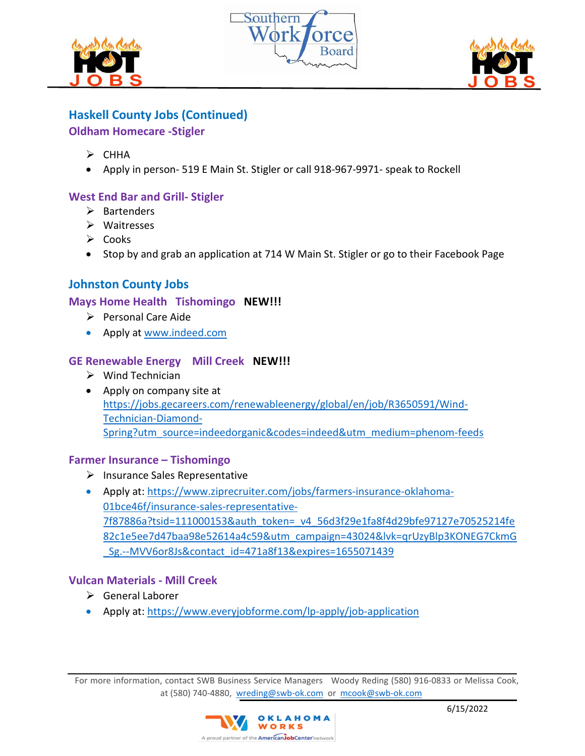## Haskell County Jobs (Continued)

### Oldham Homecare -Stigler

- CHHA
- Apply in person- 519 E Main St. Stigler or call 918-967-9971- speak to Rockell

### West End Bar and Grill- Stigler

- Bartenders
- Waitresses
- Cooks
- Stop by and grab an application at 714 W Main St. Stigler or go to their Facebook Page

## Johnston County Jobs

### Mays Home Health Tishomingo **NEW!!!**

- Personal Care Aide
- Apply at www.indeed.com

### GE Renewable Energy Mill Creek **NEW!!!**

- Wind Technician
- Apply on company site at https://jobs.gecareers.com/renewableenergy/global/en/job/R3650591/Wind-Technician-Diamond-Spring?utm_source=indeedorganic&codes=indeed&utm_medium=phenom-feeds

### Farmer Insurance – Tishomingo

- Insurance Sales Representative
- Apply at: https://www.ziprecruiter.com/jobs/farmers-insurance-oklahoma-01bce46f/insurance-sales-representative-7f87886a?tsid=111000153&auth_token=_v4_56d3f29e1fa8f4d29bfe97127e70525214fe82c1e5ee7d47baa98e52614a4c59&utm_campaign=43024&lvk=qrUzyBlp3KONEG7CkmG_Sg.--MVV6or8Js&contact_id=471a8f13&expires=1655071439

### Vulcan Materials - Mill Creek

- General Laborer
- Apply at: https://www.everyjobforme.com/lp-apply/job-application

For more information, contact SWB Business Service Managers Woody Reding (580) 916-0833 or Melissa Cook, at (580) 740-4880, wreding@swb-ok.com or mcook@swb-ok.com

6/15/2022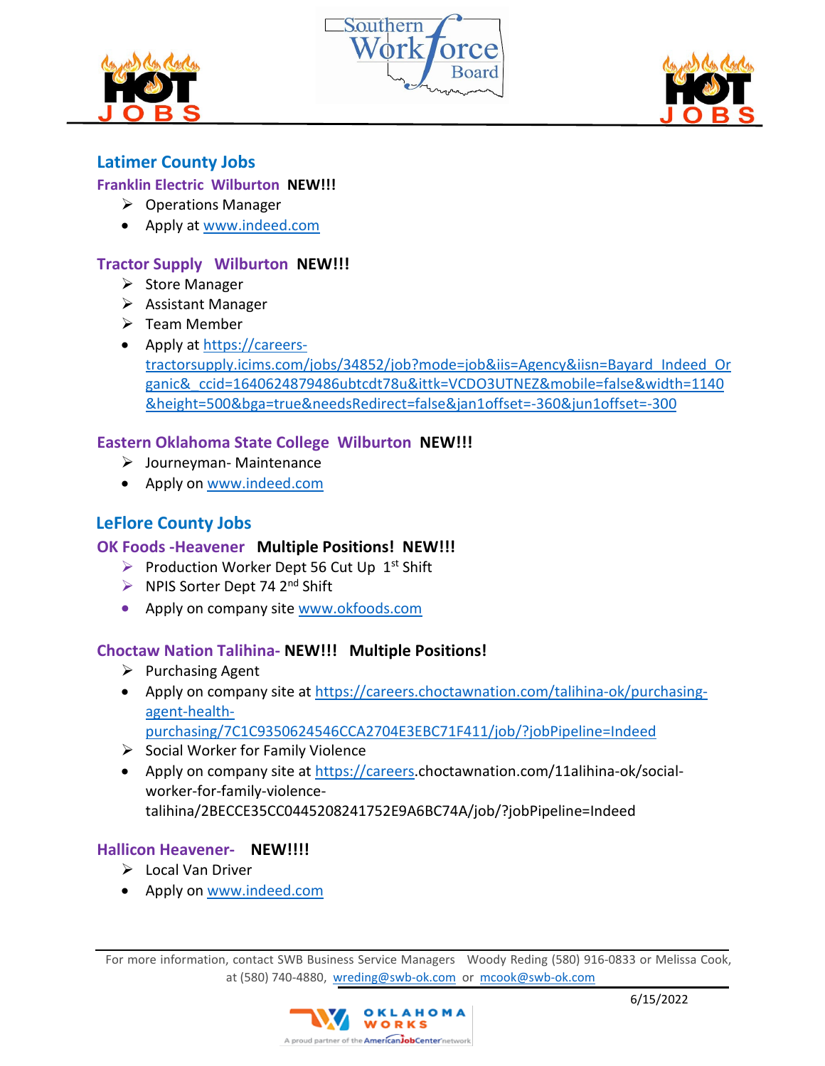## Latimer County Jobs

### Franklin Electric Wilburton **NEW!!!**

- Operations Manager
- Apply at www.indeed.com

### Tractor Supply Wilburton **NEW!!!**

- Store Manager
- Assistant Manager
- Team Member
- Apply at https://careers-tractorsupply.icims.com/jobs/34852/job?mode=job&iis=Agency&iisn=Bayard_Indeed_Organic&_ccid=1640624879486ubtcdt78u&ittk=VCDO3UTNEZ&mobile=false&width=1140&height=500&bga=true&needsRedirect=false&jan1offset=-360&jun1offset=-300

### Eastern Oklahoma State College Wilburton **NEW!!!**

- Journeyman- Maintenance
- Apply on www.indeed.com

## LeFlore County Jobs

### OK Foods -Heavener **Multiple Positions! NEW!!!**

- Production Worker Dept 56 Cut Up 1st Shift
- NPIS Sorter Dept 74 2nd Shift
- Apply on company site www.okfoods.com

### Choctaw Nation Talihina- **NEW!!! Multiple Positions!**

- Purchasing Agent
- Apply on company site at https://careers.choctawnation.com/talihina-ok/purchasing-agent-health-purchasing/7C1C9350624546CCA2704E3EBC71F411/job/?jobPipeline=Indeed
- Social Worker for Family Violence
- Apply on company site at https://careers.choctawnation.com/11alihina-ok/social-worker-for-family-violence-talihina/2BECCE35CC0445208241752E9A6BC74A/job/?jobPipeline=Indeed

### Hallicon Heavener- **NEW!!!!**

- Local Van Driver
- Apply on www.indeed.com

For more information, contact SWB Business Service Managers Woody Reding (580) 916-0833 or Melissa Cook, at (580) 740-4880, wreding@swb-ok.com or mcook@swb-ok.com

6/15/2022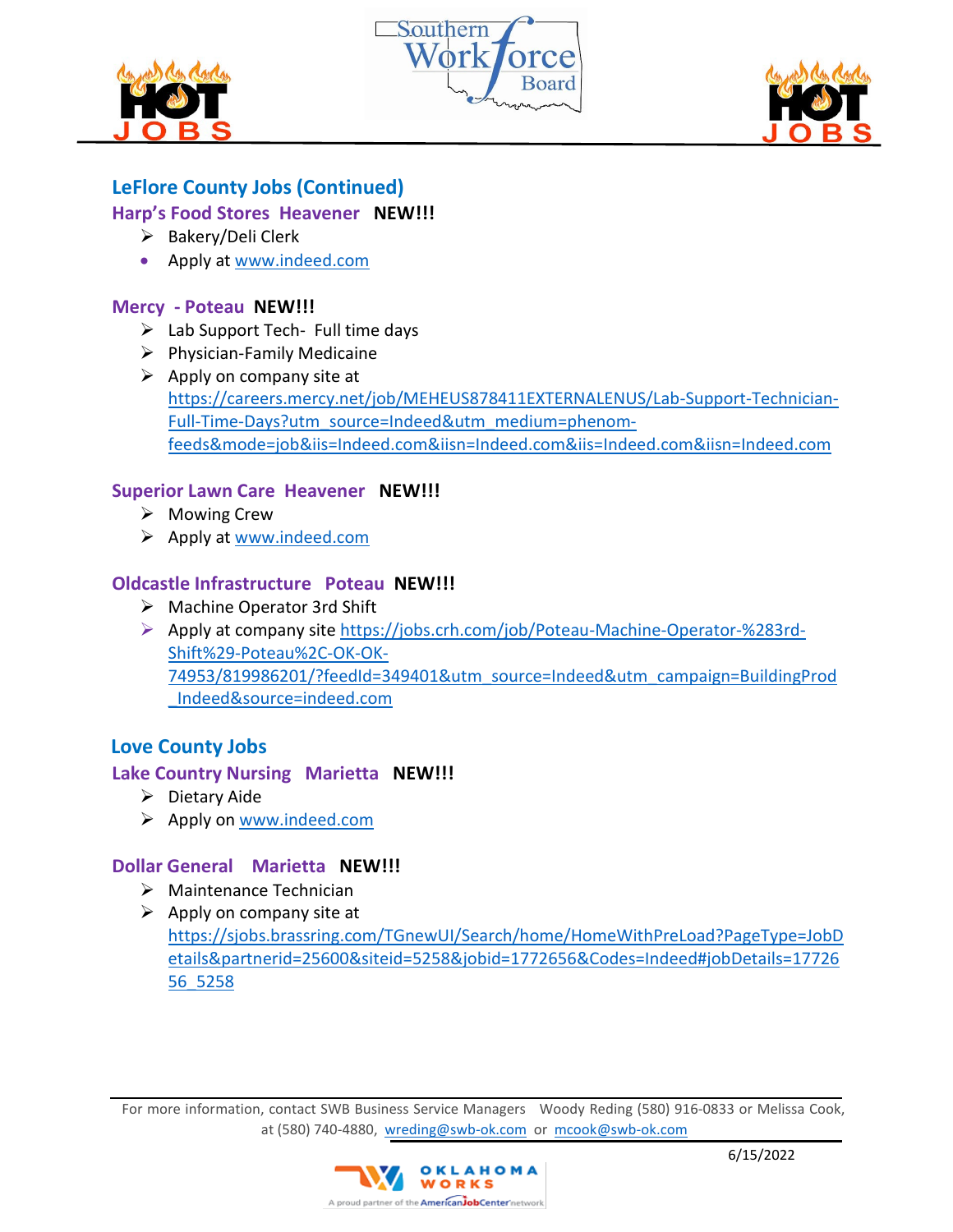## LeFlore County Jobs (Continued)

### Harp's Food Stores Heavener **NEW!!!**

- Bakery/Deli Clerk
- Apply at www.indeed.com

### Mercy - Poteau **NEW!!!**

- Lab Support Tech- Full time days
- Physician-Family Medicaine
- Apply on company site at https://careers.mercy.net/job/MEHEUS878411EXTERNALENUS/Lab-Support-Technician-Full-Time-Days?utm_source=Indeed&utm_medium=phenom-feeds&mode=job&iis=Indeed.com&iisn=Indeed.com&iis=Indeed.com&iisn=Indeed.com

### Superior Lawn Care Heavener **NEW!!!**

- Mowing Crew
- Apply at www.indeed.com

### Oldcastle Infrastructure Poteau **NEW!!!**

- Machine Operator 3rd Shift
- Apply at company site https://jobs.crh.com/job/Poteau-Machine-Operator-%283rd-Shift%29-Poteau%2C-OK-OK-74953/819986201/?feedId=349401&utm_source=Indeed&utm_campaign=BuildingProd_Indeed&source=indeed.com

## Love County Jobs

### Lake Country Nursing Marietta **NEW!!!**

- Dietary Aide
- Apply on www.indeed.com

### Dollar General Marietta **NEW!!!**

- Maintenance Technician
- Apply on company site at https://sjobs.brassring.com/TGnewUI/Search/home/HomeWithPreLoad?PageType=JobDetails&partnerid=25600&siteid=5258&jobid=1772656&Codes=Indeed#jobDetails=1772656_5258

For more information, contact SWB Business Service Managers Woody Reding (580) 916-0833 or Melissa Cook, at (580) 740-4880, wreding@swb-ok.com or mcook@swb-ok.com

6/15/2022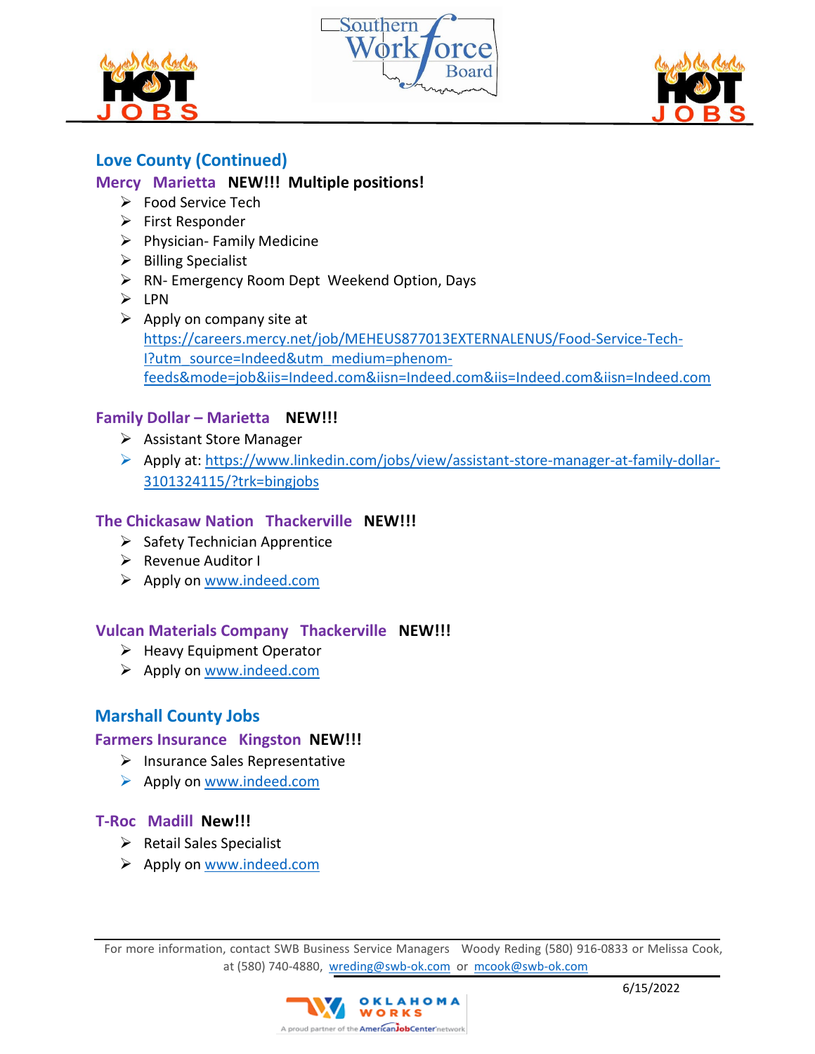## Love County (Continued)

### Mercy Marietta **NEW!!! Multiple positions!**

- Food Service Tech
- First Responder
- Physician- Family Medicine
- Billing Specialist
- RN- Emergency Room Dept Weekend Option, Days
- LPN
- Apply on company site at https://careers.mercy.net/job/MEHEUS877013EXTERNALENUS/Food-Service-Tech-I?utm_source=Indeed&utm_medium=phenom-feeds&mode=job&iis=Indeed.com&iisn=Indeed.com&iis=Indeed.com&iisn=Indeed.com

### Family Dollar – Marietta **NEW!!!**

- Assistant Store Manager
- Apply at: https://www.linkedin.com/jobs/view/assistant-store-manager-at-family-dollar-3101324115/?trk=bingjobs

### The Chickasaw Nation Thackerville **NEW!!!**

- Safety Technician Apprentice
- Revenue Auditor I
- Apply on www.indeed.com

### Vulcan Materials Company Thackerville **NEW!!!**

- Heavy Equipment Operator
- Apply on www.indeed.com

## Marshall County Jobs

### Farmers Insurance Kingston **NEW!!!**

- Insurance Sales Representative
- Apply on www.indeed.com

### T-Roc Madill **New!!!**

- Retail Sales Specialist
- Apply on www.indeed.com

For more information, contact SWB Business Service Managers Woody Reding (580) 916-0833 or Melissa Cook, at (580) 740-4880, wreding@swb-ok.com or mcook@swb-ok.com

6/15/2022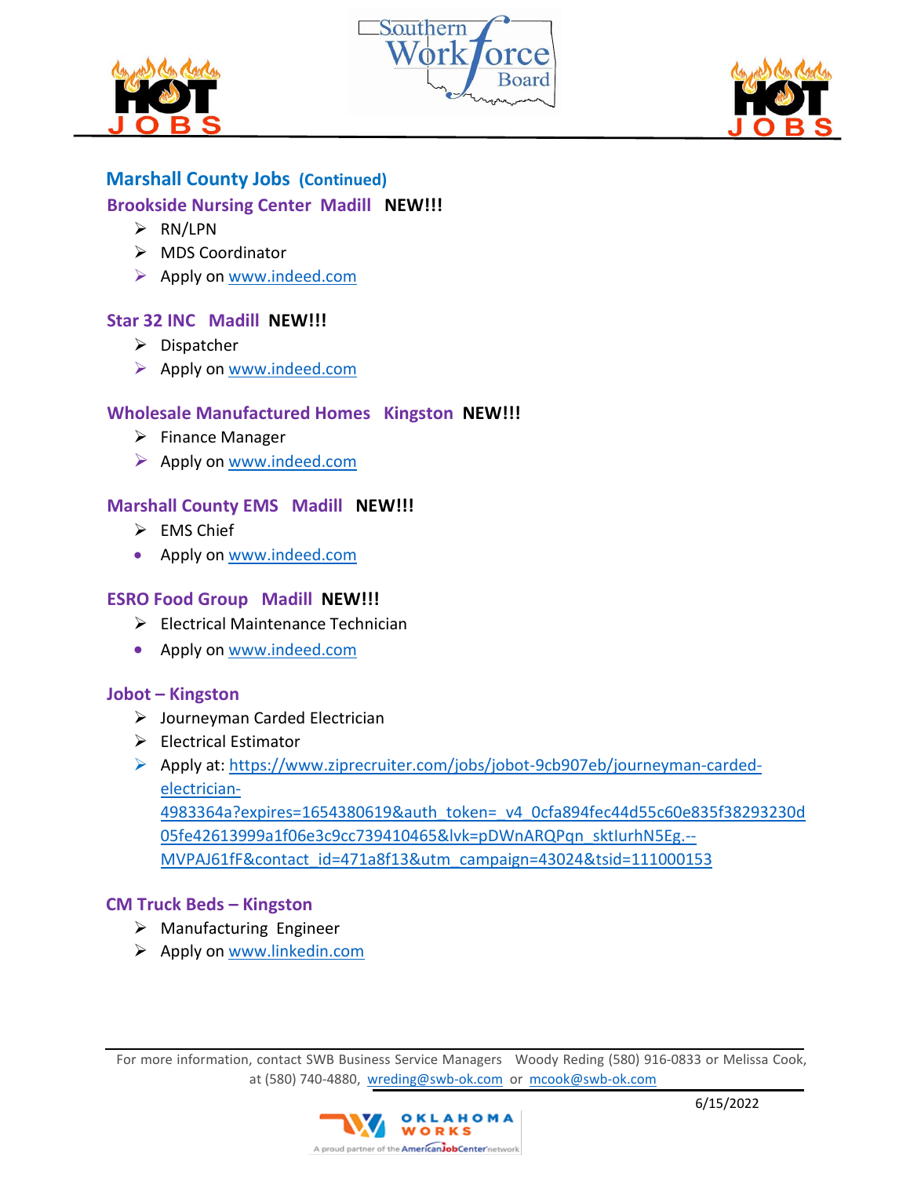## Marshall County Jobs (Continued)

### Brookside Nursing Center Madill **NEW!!!**

- RN/LPN
- MDS Coordinator
- Apply on www.indeed.com

### Star 32 INC Madill **NEW!!!**

- Dispatcher
- Apply on www.indeed.com

### Wholesale Manufactured Homes Kingston **NEW!!!**

- Finance Manager
- Apply on www.indeed.com

### Marshall County EMS Madill **NEW!!!**

- EMS Chief
- Apply on www.indeed.com

### ESRO Food Group Madill **NEW!!!**

- Electrical Maintenance Technician
- Apply on www.indeed.com

### Jobot – Kingston

- Journeyman Carded Electrician
- Electrical Estimator
- Apply at: https://www.ziprecruiter.com/jobs/jobot-9cb907eb/journeyman-carded-electrician-4983364a?expires=1654380619&auth_token=_v4_0cfa894fec44d55c60e835f38293230d05fe42613999a1f06e3c9cc739410465&lvk=pDWnARQPqn_sktIurhN5Eg.--MVPAJ61fF&contact_id=471a8f13&utm_campaign=43024&tsid=111000153

### CM Truck Beds – Kingston

- Manufacturing Engineer
- Apply on www.linkedin.com

For more information, contact SWB Business Service Managers Woody Reding (580) 916-0833 or Melissa Cook, at (580) 740-4880, wreding@swb-ok.com or mcook@swb-ok.com

6/15/2022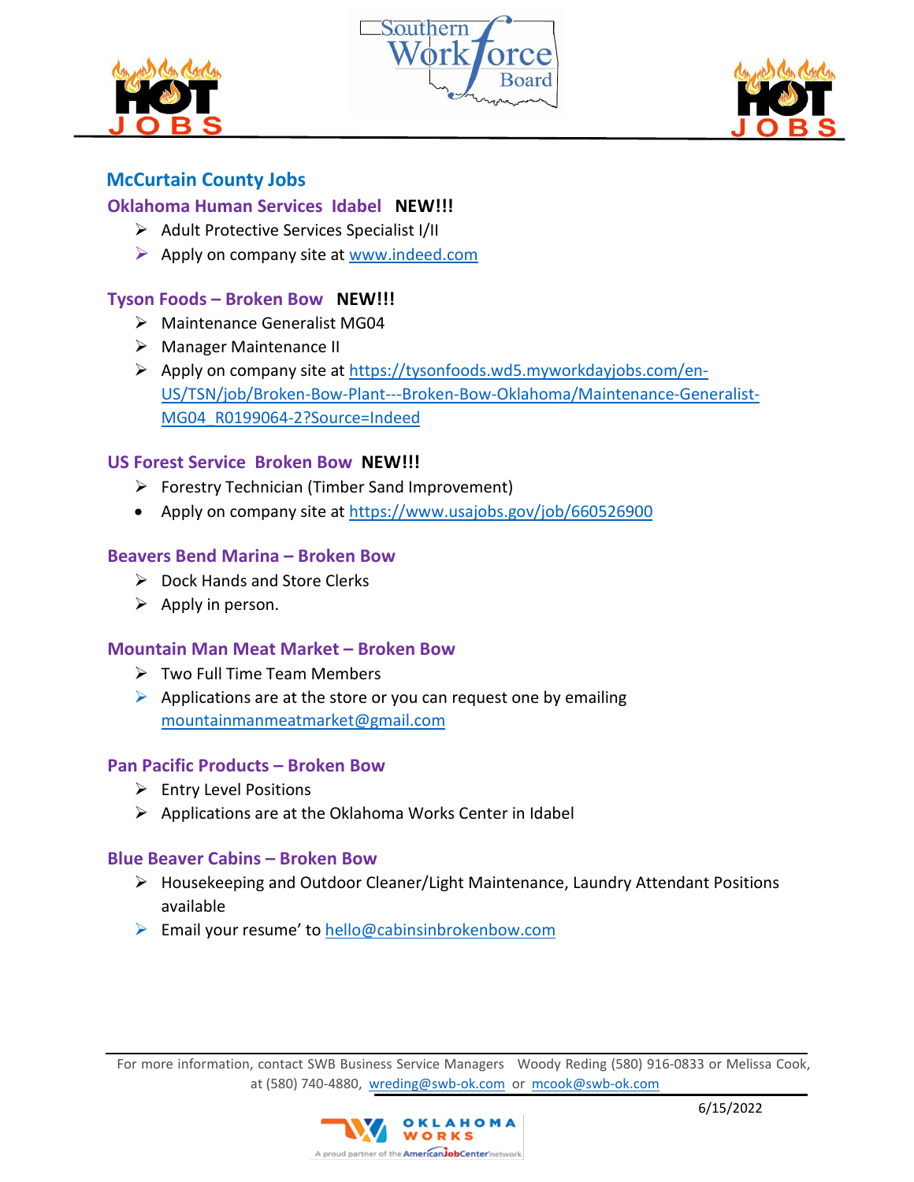## McCurtain County Jobs

### Oklahoma Human Services Idabel **NEW!!!**

- Adult Protective Services Specialist I/II
- Apply on company site at www.indeed.com

### Tyson Foods – Broken Bow **NEW!!!**

- Maintenance Generalist MG04
- Manager Maintenance II
- Apply on company site at https://tysonfoods.wd5.myworkdayjobs.com/en-US/TSN/job/Broken-Bow-Plant---Broken-Bow-Oklahoma/Maintenance-Generalist-MG04_R0199064-2?Source=Indeed

### US Forest Service Broken Bow **NEW!!!**

- Forestry Technician (Timber Sand Improvement)
- Apply on company site at https://www.usajobs.gov/job/660526900

### Beavers Bend Marina – Broken Bow

- Dock Hands and Store Clerks
- Apply in person.

### Mountain Man Meat Market – Broken Bow

- Two Full Time Team Members
- Applications are at the store or you can request one by emailing mountainmanmeatmarket@gmail.com

### Pan Pacific Products – Broken Bow

- Entry Level Positions
- Applications are at the Oklahoma Works Center in Idabel

### Blue Beaver Cabins – Broken Bow

- Housekeeping and Outdoor Cleaner/Light Maintenance, Laundry Attendant Positions available
- Email your resume' to hello@cabinsinbrokenbow.com

For more information, contact SWB Business Service Managers Woody Reding (580) 916-0833 or Melissa Cook, at (580) 740-4880, wreding@swb-ok.com or mcook@swb-ok.com

6/15/2022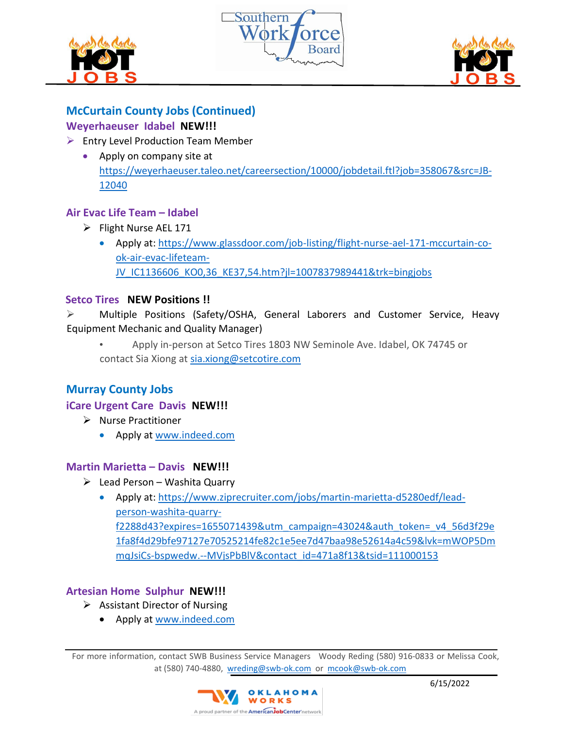## McCurtain County Jobs (Continued)

### Weyerhaeuser Idabel **NEW!!!**

- Entry Level Production Team Member
  - Apply on company site at https://weyerhaeuser.taleo.net/careersection/10000/jobdetail.ftl?job=358067&src=JB-12040

### Air Evac Life Team – Idabel

- Flight Nurse AEL 171
  - Apply at: https://www.glassdoor.com/job-listing/flight-nurse-ael-171-mccurtain-co-ok-air-evac-lifeteam-JV_IC1136606_KO0,36_KE37,54.htm?jl=1007837989441&trk=bingjobs

### Setco Tires **NEW Positions !!**

- Multiple Positions (Safety/OSHA, General Laborers and Customer Service, Heavy Equipment Mechanic and Quality Manager)
  - Apply in-person at Setco Tires 1803 NW Seminole Ave. Idabel, OK 74745 or contact Sia Xiong at sia.xiong@setcotire.com

## Murray County Jobs

### iCare Urgent Care Davis **NEW!!!**

- Nurse Practitioner
  - Apply at www.indeed.com

### Martin Marietta – Davis **NEW!!!**

- Lead Person – Washita Quarry
  - Apply at: https://www.ziprecruiter.com/jobs/martin-marietta-d5280edf/lead-person-washita-quarry-f2288d43?expires=1655071439&utm_campaign=43024&auth_token=_v4_56d3f29e1fa8f4d29bfe97127e70525214fe82c1e5ee7d47baa98e52614a4c59&lvk=mWOP5DmmqJsiCs-bspwedw.--MVjsPbBlV&contact_id=471a8f13&tsid=111000153

### Artesian Home Sulphur **NEW!!!**

- Assistant Director of Nursing
  - Apply at www.indeed.com

For more information, contact SWB Business Service Managers Woody Reding (580) 916-0833 or Melissa Cook, at (580) 740-4880, wreding@swb-ok.com or mcook@swb-ok.com

6/15/2022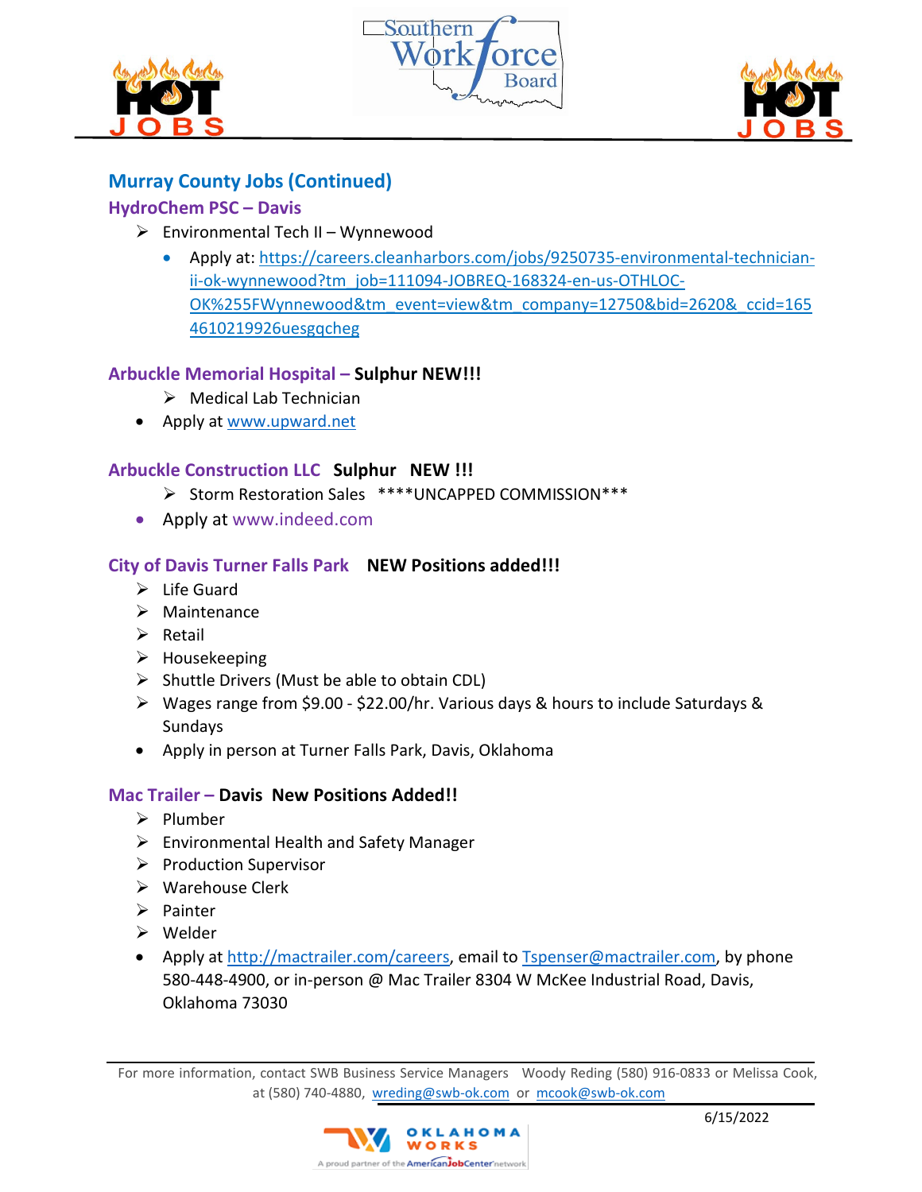## Murray County Jobs (Continued)

### HydroChem PSC – Davis

- Environmental Tech II – Wynnewood
  - Apply at: https://careers.cleanharbors.com/jobs/9250735-environmental-technician-ii-ok-wynnewood?tm_job=111094-JOBREQ-168324-en-us-OTHLOC-OK%255FWynnewood&tm_event=view&tm_company=12750&bid=2620&_ccid=1654610219926uesgqcheg

### Arbuckle Memorial Hospital – **Sulphur NEW!!!**

- Medical Lab Technician
- Apply at www.upward.net

### Arbuckle Construction LLC **Sulphur NEW !!!**

- Storm Restoration Sales ****UNCAPPED COMMISSION***
- Apply at www.indeed.com

### City of Davis Turner Falls Park **NEW Positions added!!!**

- Life Guard
- Maintenance
- Retail
- Housekeeping
- Shuttle Drivers (Must be able to obtain CDL)
- Wages range from $9.00 - $22.00/hr. Various days & hours to include Saturdays & Sundays
- Apply in person at Turner Falls Park, Davis, Oklahoma

### Mac Trailer – **Davis New Positions Added!!**

- Plumber
- Environmental Health and Safety Manager
- Production Supervisor
- Warehouse Clerk
- Painter
- Welder
- Apply at http://mactrailer.com/careers, email to Tspenser@mactrailer.com, by phone 580-448-4900, or in-person @ Mac Trailer 8304 W McKee Industrial Road, Davis, Oklahoma 73030

For more information, contact SWB Business Service Managers Woody Reding (580) 916-0833 or Melissa Cook, at (580) 740-4880, wreding@swb-ok.com or mcook@swb-ok.com

6/15/2022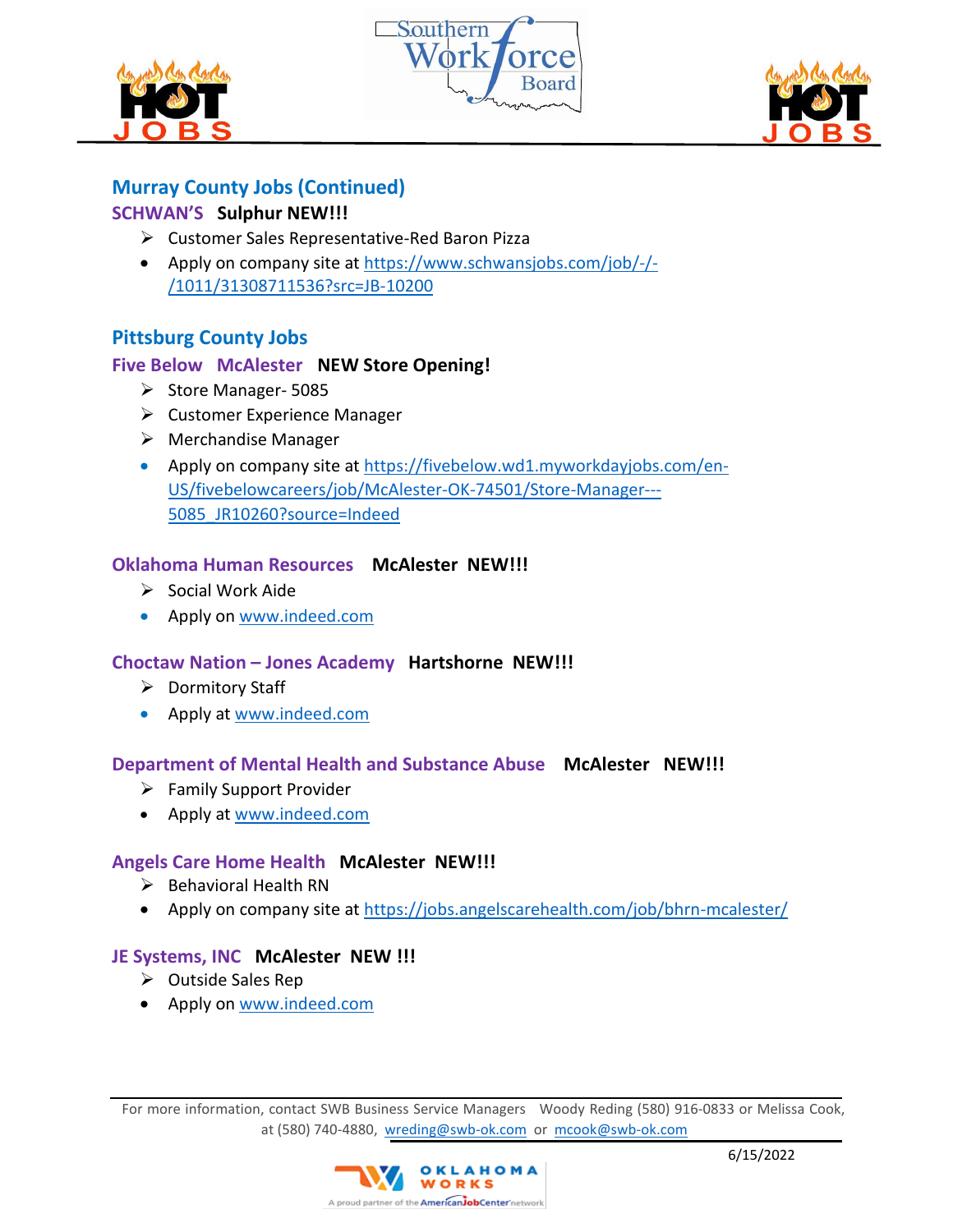## Murray County Jobs (Continued)

### SCHWAN'S **Sulphur NEW!!!**

- Customer Sales Representative-Red Baron Pizza
- Apply on company site at https://www.schwansjobs.com/job/-/-/1011/31308711536?src=JB-10200

## Pittsburg County Jobs

### Five Below McAlester **NEW Store Opening!**

- Store Manager- 5085
- Customer Experience Manager
- Merchandise Manager
- Apply on company site at https://fivebelow.wd1.myworkdayjobs.com/en-US/fivebelowcareers/job/McAlester-OK-74501/Store-Manager---5085_JR10260?source=Indeed

### Oklahoma Human Resources **McAlester NEW!!!**

- Social Work Aide
- Apply on www.indeed.com

### Choctaw Nation – Jones Academy **Hartshorne NEW!!!**

- Dormitory Staff
- Apply at www.indeed.com

### Department of Mental Health and Substance Abuse **McAlester NEW!!!**

- Family Support Provider
- Apply at www.indeed.com

### Angels Care Home Health **McAlester NEW!!!**

- Behavioral Health RN
- Apply on company site at https://jobs.angelscarehealth.com/job/bhrn-mcalester/

### JE Systems, INC **McAlester NEW !!!**

- Outside Sales Rep
- Apply on www.indeed.com

For more information, contact SWB Business Service Managers Woody Reding (580) 916-0833 or Melissa Cook, at (580) 740-4880, wreding@swb-ok.com or mcook@swb-ok.com

6/15/2022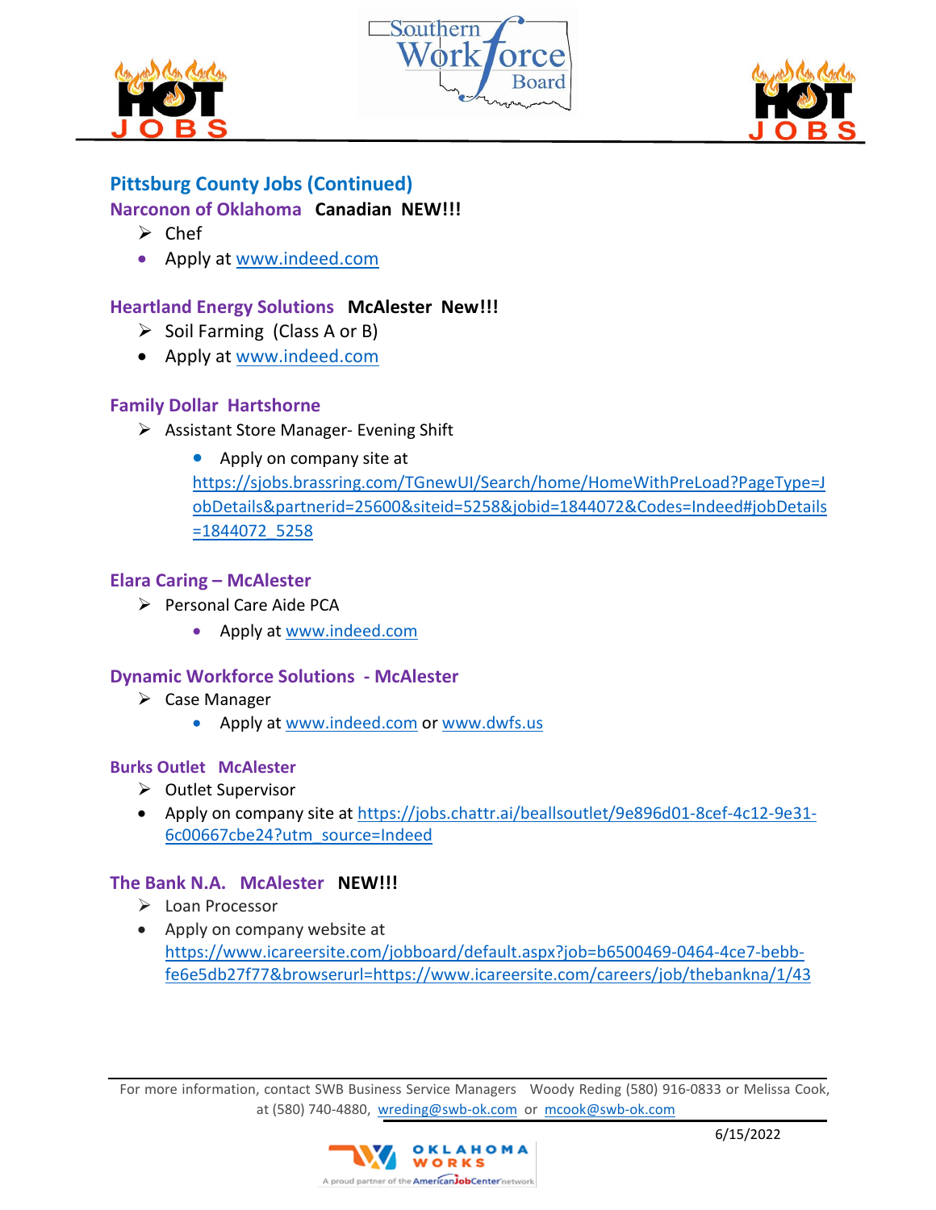## Pittsburg County Jobs (Continued)

### Narconon of Oklahoma **Canadian NEW!!!**

- Chef
- Apply at www.indeed.com

### Heartland Energy Solutions **McAlester New!!!**

- Soil Farming (Class A or B)
- Apply at www.indeed.com

### Family Dollar Hartshorne

- Assistant Store Manager- Evening Shift
  - Apply on company site at https://sjobs.brassring.com/TGnewUI/Search/home/HomeWithPreLoad?PageType=JobDetails&partnerid=25600&siteid=5258&jobid=1844072&Codes=Indeed#jobDetails=1844072_5258

### Elara Caring – McAlester

- Personal Care Aide PCA
  - Apply at www.indeed.com

### Dynamic Workforce Solutions - McAlester

- Case Manager
  - Apply at www.indeed.com or www.dwfs.us

### Burks Outlet McAlester

- Outlet Supervisor
- Apply on company site at https://jobs.chattr.ai/beallsoutlet/9e896d01-8cef-4c12-9e31-6c00667cbe24?utm_source=Indeed

### The Bank N.A. McAlester **NEW!!!**

- Loan Processor
- Apply on company website at https://www.icareersite.com/jobboard/default.aspx?job=b6500469-0464-4ce7-bebb-fe6e5db27f77&browserurl=https://www.icareersite.com/careers/job/thebankna/1/43

For more information, contact SWB Business Service Managers Woody Reding (580) 916-0833 or Melissa Cook, at (580) 740-4880, wreding@swb-ok.com or mcook@swb-ok.com

6/15/2022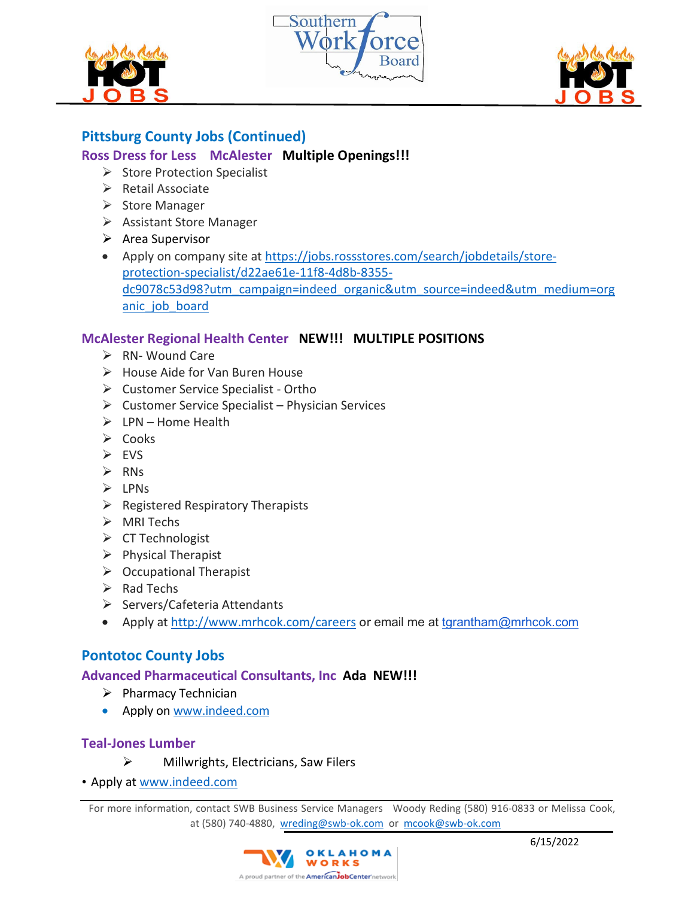## Pittsburg County Jobs (Continued)

### Ross Dress for Less McAlester **Multiple Openings!!!**

- Store Protection Specialist
- Retail Associate
- Store Manager
- Assistant Store Manager
- Area Supervisor
- Apply on company site at https://jobs.rossstores.com/search/jobdetails/store-protection-specialist/d22ae61e-11f8-4d8b-8355-dc9078c53d98?utm_campaign=indeed_organic&utm_source=indeed&utm_medium=organic_job_board

### McAlester Regional Health Center **NEW!!! MULTIPLE POSITIONS**

- RN- Wound Care
- House Aide for Van Buren House
- Customer Service Specialist - Ortho
- Customer Service Specialist – Physician Services
- LPN – Home Health
- Cooks
- EVS
- RNs
- LPNs
- Registered Respiratory Therapists
- MRI Techs
- CT Technologist
- Physical Therapist
- Occupational Therapist
- Rad Techs
- Servers/Cafeteria Attendants
- Apply at http://www.mrhcok.com/careers or email me at tgrantham@mrhcok.com

## Pontotoc County Jobs

### Advanced Pharmaceutical Consultants, Inc Ada **NEW!!!**

- Pharmacy Technician
- Apply on www.indeed.com

### Teal-Jones Lumber

- Millwrights, Electricians, Saw Filers
- Apply at www.indeed.com

For more information, contact SWB Business Service Managers Woody Reding (580) 916-0833 or Melissa Cook, at (580) 740-4880, wreding@swb-ok.com or mcook@swb-ok.com

6/15/2022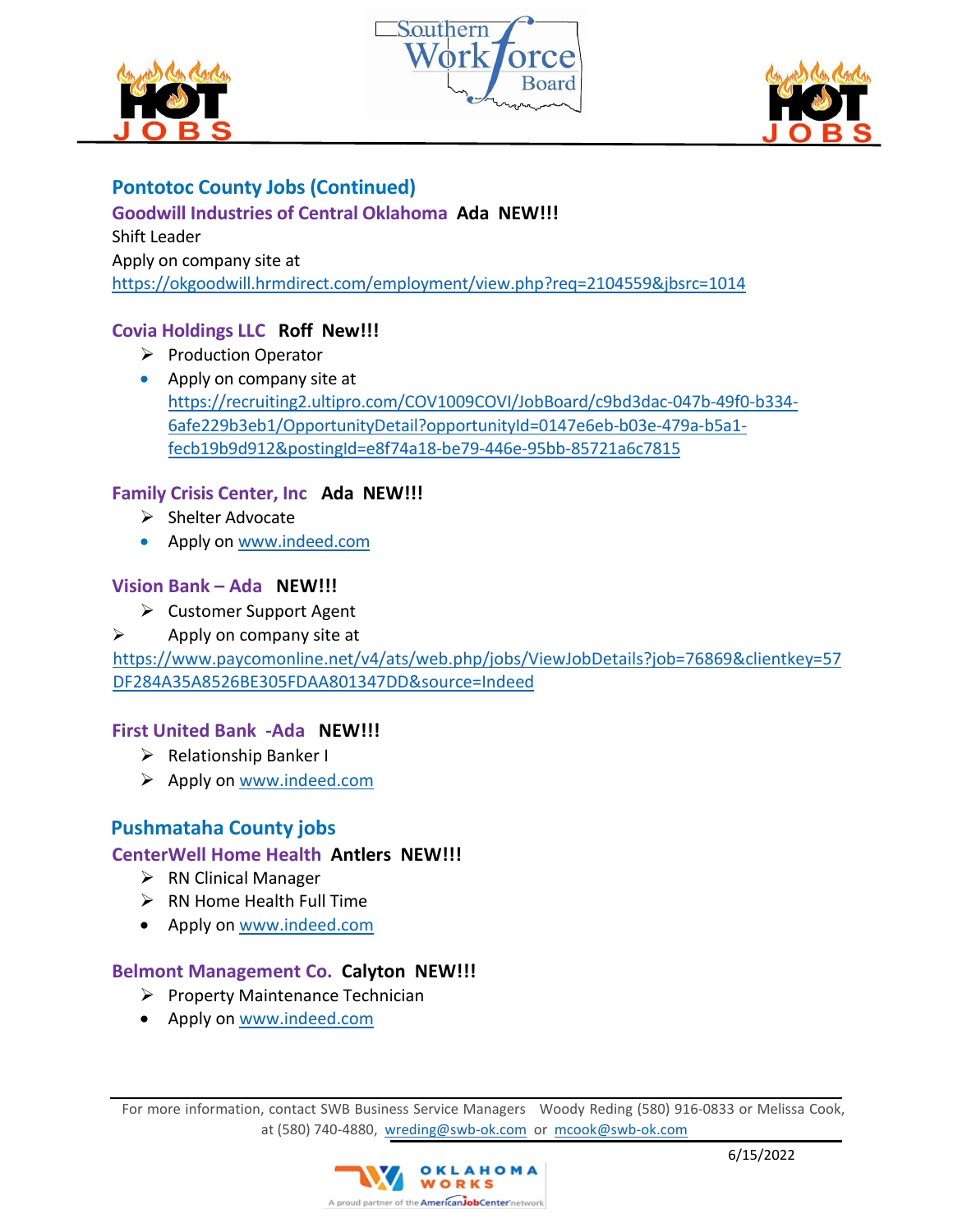## Pontotoc County Jobs (Continued)

### Goodwill Industries of Central Oklahoma **Ada NEW!!!**

Shift Leader

Apply on company site at

https://okgoodwill.hrmdirect.com/employment/view.php?req=2104559&jbsrc=1014

### Covia Holdings LLC **Roff New!!!**

- Production Operator
- Apply on company site at https://recruiting2.ultipro.com/COV1009COVI/JobBoard/c9bd3dac-047b-49f0-b334-6afe229b3eb1/OpportunityDetail?opportunityId=0147e6eb-b03e-479a-b5a1-fecb19b9d912&postingId=e8f74a18-be79-446e-95bb-85721a6c7815

### Family Crisis Center, Inc **Ada NEW!!!**

- Shelter Advocate
- Apply on www.indeed.com

### Vision Bank – Ada **NEW!!!**

- Customer Support Agent
- Apply on company site at

https://www.paycomonline.net/v4/ats/web.php/jobs/ViewJobDetails?job=76869&clientkey=57DF284A35A8526BE305FDAA801347DD&source=Indeed

### First United Bank -Ada **NEW!!!**

- Relationship Banker I
- Apply on www.indeed.com

## Pushmataha County jobs

### CenterWell Home Health **Antlers NEW!!!**

- RN Clinical Manager
- RN Home Health Full Time
- Apply on www.indeed.com

### Belmont Management Co. **Calyton NEW!!!**

- Property Maintenance Technician
- Apply on www.indeed.com

For more information, contact SWB Business Service Managers Woody Reding (580) 916-0833 or Melissa Cook, at (580) 740-4880, wreding@swb-ok.com or mcook@swb-ok.com

6/15/2022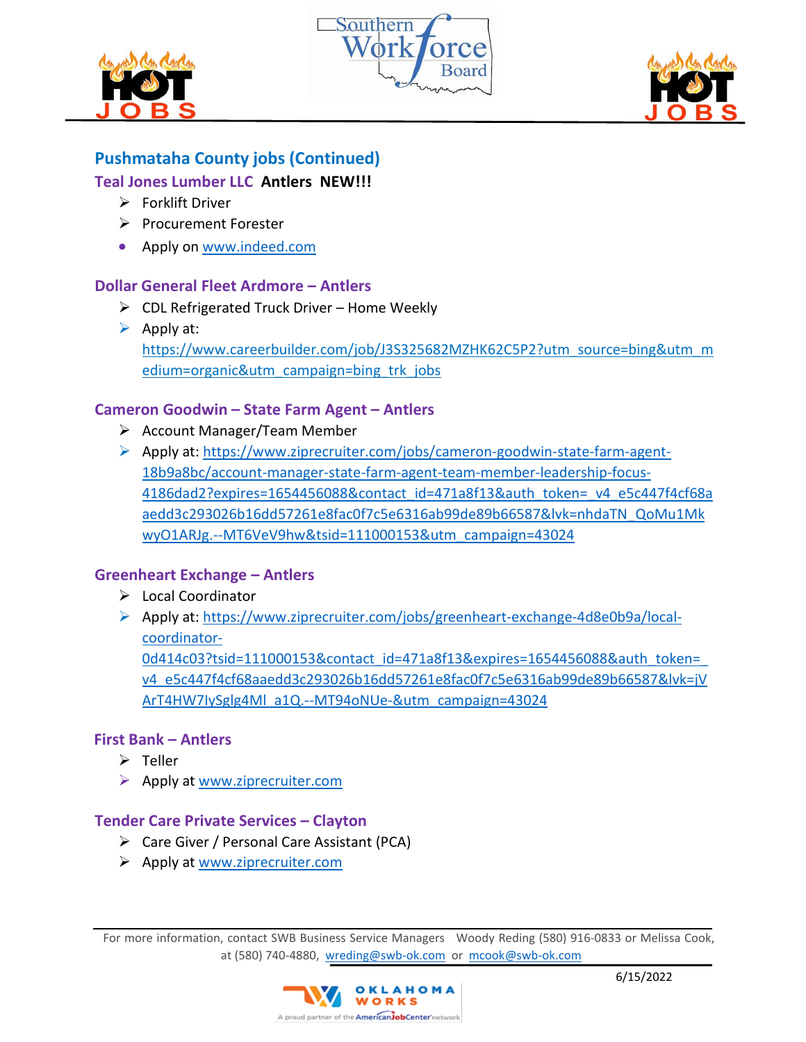## Pushmataha County jobs (Continued)

### Teal Jones Lumber LLC **Antlers NEW!!!**

- Forklift Driver
- Procurement Forester
- Apply on www.indeed.com

### Dollar General Fleet Ardmore – Antlers

- CDL Refrigerated Truck Driver – Home Weekly
- Apply at: https://www.careerbuilder.com/job/J3S325682MZHK62C5P2?utm_source=bing&utm_medium=organic&utm_campaign=bing_trk_jobs

### Cameron Goodwin – State Farm Agent – Antlers

- Account Manager/Team Member
- Apply at: https://www.ziprecruiter.com/jobs/cameron-goodwin-state-farm-agent-18b9a8bc/account-manager-state-farm-agent-team-member-leadership-focus-4186dad2?expires=1654456088&contact_id=471a8f13&auth_token=_v4_e5c447f4cf68aaedd3c293026b16dd57261e8fac0f7c5e6316ab99de89b66587&lvk=nhdaTN_QoMu1MkwyO1ARJg.--MT6VeV9hw&tsid=111000153&utm_campaign=43024

### Greenheart Exchange – Antlers

- Local Coordinator
- Apply at: https://www.ziprecruiter.com/jobs/greenheart-exchange-4d8e0b9a/local-coordinator-0d414c03?tsid=111000153&contact_id=471a8f13&expires=1654456088&auth_token=_v4_e5c447f4cf68aaedd3c293026b16dd57261e8fac0f7c5e6316ab99de89b66587&lvk=jVArT4HW7IySglg4Ml_a1Q.--MT94oNUe-&utm_campaign=43024

### First Bank – Antlers

- Teller
- Apply at www.ziprecruiter.com

### Tender Care Private Services – Clayton

- Care Giver / Personal Care Assistant (PCA)
- Apply at www.ziprecruiter.com

For more information, contact SWB Business Service Managers Woody Reding (580) 916-0833 or Melissa Cook, at (580) 740-4880, wreding@swb-ok.com or mcook@swb-ok.com

6/15/2022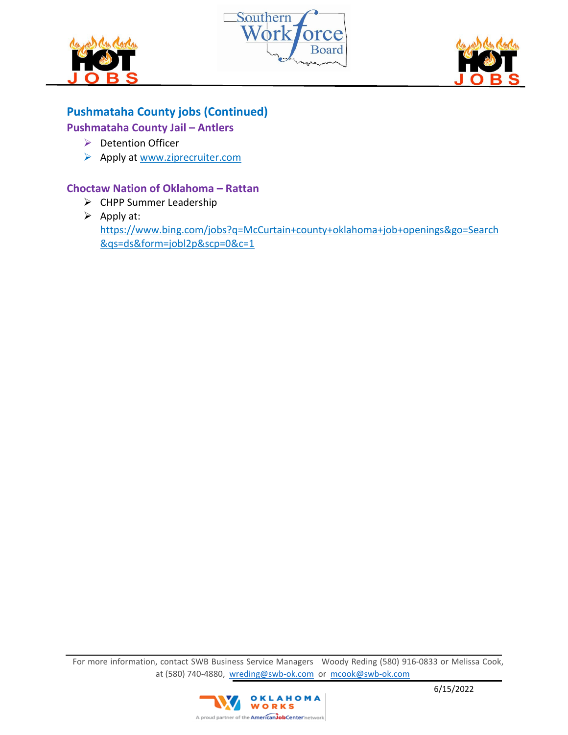## Pushmataha County jobs (Continued)

### Pushmataha County Jail – Antlers

- Detention Officer
- Apply at www.ziprecruiter.com

### Choctaw Nation of Oklahoma – Rattan

- CHPP Summer Leadership
- Apply at: https://www.bing.com/jobs?q=McCurtain+county+oklahoma+job+openings&go=Search&qs=ds&form=jobl2p&scp=0&c=1

For more information, contact SWB Business Service Managers Woody Reding (580) 916-0833 or Melissa Cook, at (580) 740-4880, wreding@swb-ok.com or mcook@swb-ok.com

6/15/2022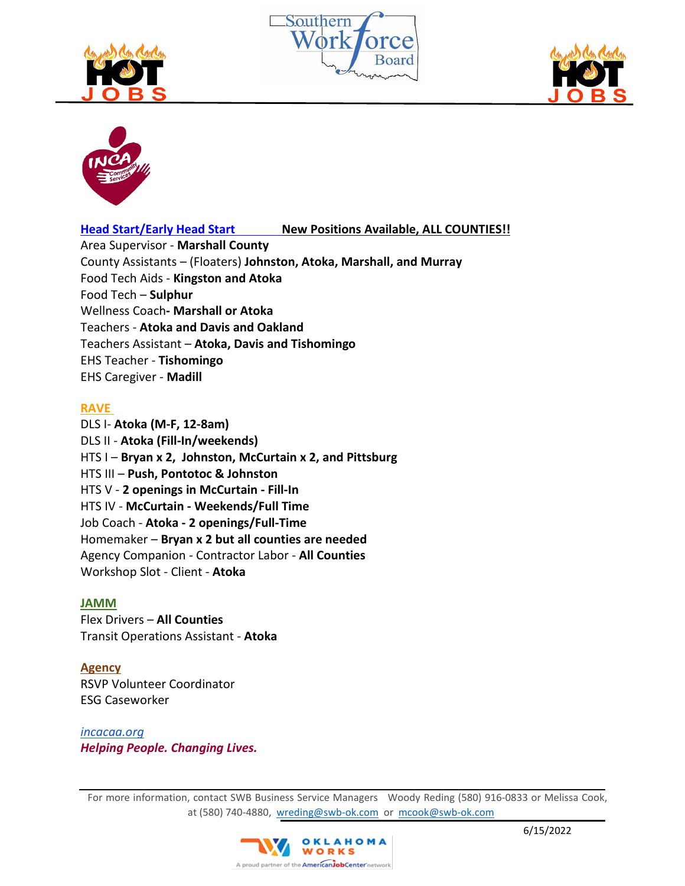**Head Start/Early Head Start** **New Positions Available, ALL COUNTIES!!**

Area Supervisor - **Marshall County**
County Assistants – (Floaters) **Johnston, Atoka, Marshall, and Murray**
Food Tech Aids - **Kingston and Atoka**
Food Tech – **Sulphur**
Wellness Coach**- Marshall or Atoka**
Teachers - **Atoka and Davis and Oakland**
Teachers Assistant – **Atoka, Davis and Tishomingo**
EHS Teacher - **Tishomingo**
EHS Caregiver - **Madill**

**RAVE**

DLS I- **Atoka (M-F, 12-8am)**
DLS II - **Atoka (Fill-In/weekends)**
HTS I – **Bryan x 2, Johnston, McCurtain x 2, and Pittsburg**
HTS III – **Push, Pontotoc & Johnston**
HTS V - **2 openings in McCurtain - Fill-In**
HTS IV - **McCurtain - Weekends/Full Time**
Job Coach - **Atoka - 2 openings/Full-Time**
Homemaker – **Bryan x 2 but all counties are needed**
Agency Companion - Contractor Labor - **All Counties**
Workshop Slot - Client - **Atoka**

**JAMM**

Flex Drivers – **All Counties**
Transit Operations Assistant - **Atoka**

**Agency**

RSVP Volunteer Coordinator
ESG Caseworker

*incacaa.org*
***Helping People. Changing Lives.***

For more information, contact SWB Business Service Managers Woody Reding (580) 916-0833 or Melissa Cook, at (580) 740-4880, wreding@swb-ok.com or mcook@swb-ok.com

6/15/2022